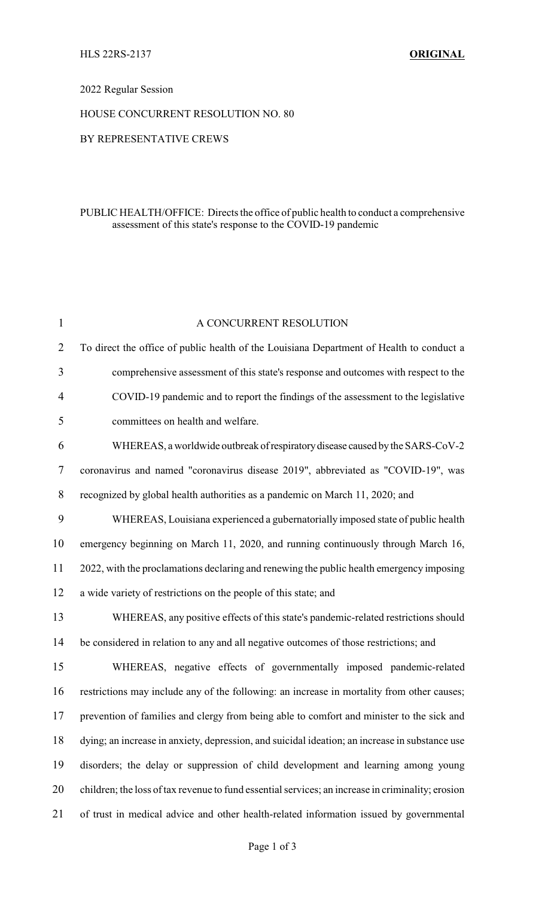HLS 22RS-2137 **ORIGINAL**

2022 Regular Session

HOUSE CONCURRENT RESOLUTION NO. 80

BY REPRESENTATIVE CREWS

PUBLIC HEALTH/OFFICE: Directs the office of public health to conduct a comprehensive assessment of this state's response to the COVID-19 pandemic

A CONCURRENT RESOLUTION

To direct the office of public health of the Louisiana Department of Health to conduct a comprehensive assessment of this state's response and outcomes with respect to the COVID-19 pandemic and to report the findings of the assessment to the legislative committees on health and welfare.

WHEREAS, a worldwide outbreak of respiratory disease caused by the SARS-CoV-2 coronavirus and named "coronavirus disease 2019", abbreviated as "COVID-19", was recognized by global health authorities as a pandemic on March 11, 2020; and

WHEREAS, Louisiana experienced a gubernatorially imposed state of public health emergency beginning on March 11, 2020, and running continuously through March 16, 2022, with the proclamations declaring and renewing the public health emergency imposing a wide variety of restrictions on the people of this state; and

WHEREAS, any positive effects of this state's pandemic-related restrictions should be considered in relation to any and all negative outcomes of those restrictions; and

WHEREAS, negative effects of governmentally imposed pandemic-related restrictions may include any of the following: an increase in mortality from other causes; prevention of families and clergy from being able to comfort and minister to the sick and dying; an increase in anxiety, depression, and suicidal ideation; an increase in substance use disorders; the delay or suppression of child development and learning among young children; the loss of tax revenue to fund essential services; an increase in criminality; erosion of trust in medical advice and other health-related information issued by governmental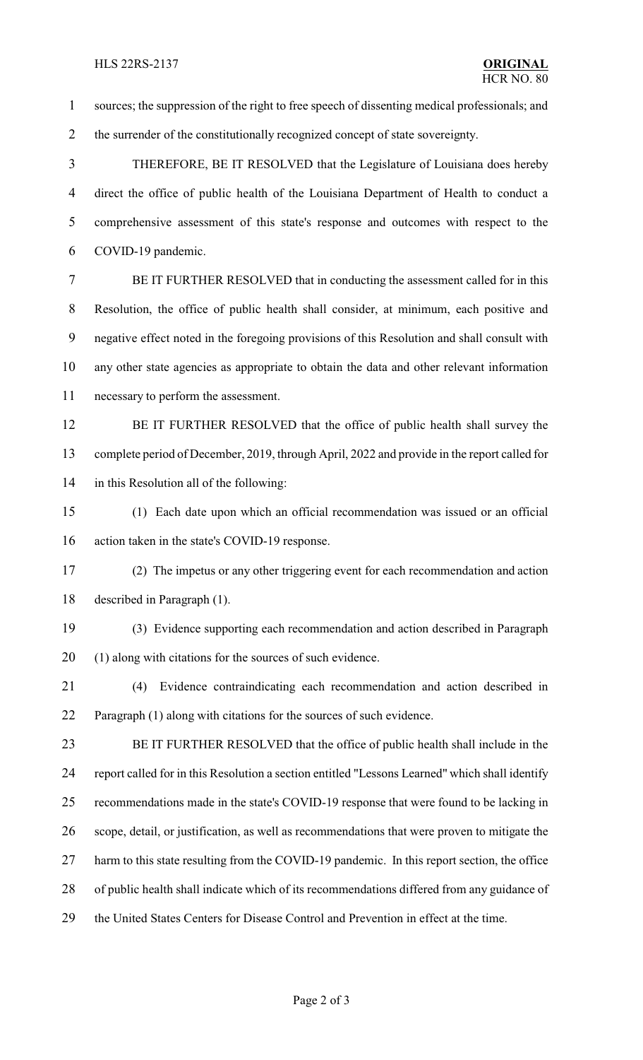sources; the suppression of the right to free speech of dissenting medical professionals; and the surrender of the constitutionally recognized concept of state sovereignty.

THEREFORE, BE IT RESOLVED that the Legislature of Louisiana does hereby direct the office of public health of the Louisiana Department of Health to conduct a comprehensive assessment of this state's response and outcomes with respect to the COVID-19 pandemic.

BE IT FURTHER RESOLVED that in conducting the assessment called for in this Resolution, the office of public health shall consider, at minimum, each positive and negative effect noted in the foregoing provisions of this Resolution and shall consult with any other state agencies as appropriate to obtain the data and other relevant information necessary to perform the assessment.

BE IT FURTHER RESOLVED that the office of public health shall survey the complete period of December, 2019, through April, 2022 and provide in the report called for in this Resolution all of the following:

(1) Each date upon which an official recommendation was issued or an official action taken in the state's COVID-19 response.

(2) The impetus or any other triggering event for each recommendation and action described in Paragraph (1).

(3) Evidence supporting each recommendation and action described in Paragraph (1) along with citations for the sources of such evidence.

(4) Evidence contraindicating each recommendation and action described in Paragraph (1) along with citations for the sources of such evidence.

BE IT FURTHER RESOLVED that the office of public health shall include in the report called for in this Resolution a section entitled "Lessons Learned" which shall identify recommendations made in the state's COVID-19 response that were found to be lacking in scope, detail, or justification, as well as recommendations that were proven to mitigate the harm to this state resulting from the COVID-19 pandemic. In this report section, the office of public health shall indicate which of its recommendations differed from any guidance of the United States Centers for Disease Control and Prevention in effect at the time.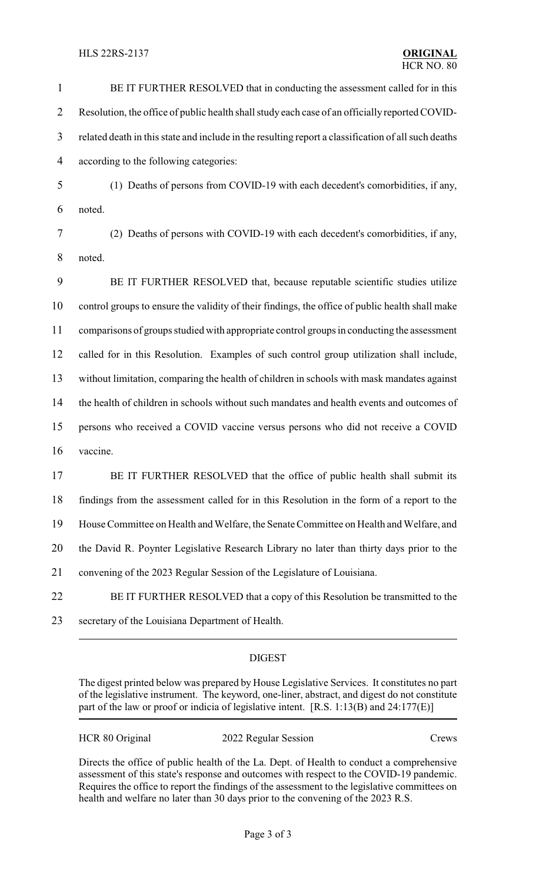BE IT FURTHER RESOLVED that in conducting the assessment called for in this Resolution, the office of public health shall study each case of an officially reported COVID-related death in this state and include in the resulting report a classification of all such deaths according to the following categories:

(1) Deaths of persons from COVID-19 with each decedent's comorbidities, if any, noted.

(2) Deaths of persons with COVID-19 with each decedent's comorbidities, if any, noted.

BE IT FURTHER RESOLVED that, because reputable scientific studies utilize control groups to ensure the validity of their findings, the office of public health shall make comparisons of groups studied with appropriate control groups in conducting the assessment called for in this Resolution. Examples of such control group utilization shall include, without limitation, comparing the health of children in schools with mask mandates against the health of children in schools without such mandates and health events and outcomes of persons who received a COVID vaccine versus persons who did not receive a COVID vaccine.

BE IT FURTHER RESOLVED that the office of public health shall submit its findings from the assessment called for in this Resolution in the form of a report to the House Committee on Health and Welfare, the Senate Committee on Health and Welfare, and the David R. Poynter Legislative Research Library no later than thirty days prior to the convening of the 2023 Regular Session of the Legislature of Louisiana.

BE IT FURTHER RESOLVED that a copy of this Resolution be transmitted to the secretary of the Louisiana Department of Health.

## DIGEST

The digest printed below was prepared by House Legislative Services. It constitutes no part of the legislative instrument. The keyword, one-liner, abstract, and digest do not constitute part of the law or proof or indicia of legislative intent. [R.S. 1:13(B) and 24:177(E)]

HCR 80 Original 2022 Regular Session Crews

Directs the office of public health of the La. Dept. of Health to conduct a comprehensive assessment of this state's response and outcomes with respect to the COVID-19 pandemic. Requires the office to report the findings of the assessment to the legislative committees on health and welfare no later than 30 days prior to the convening of the 2023 R.S.